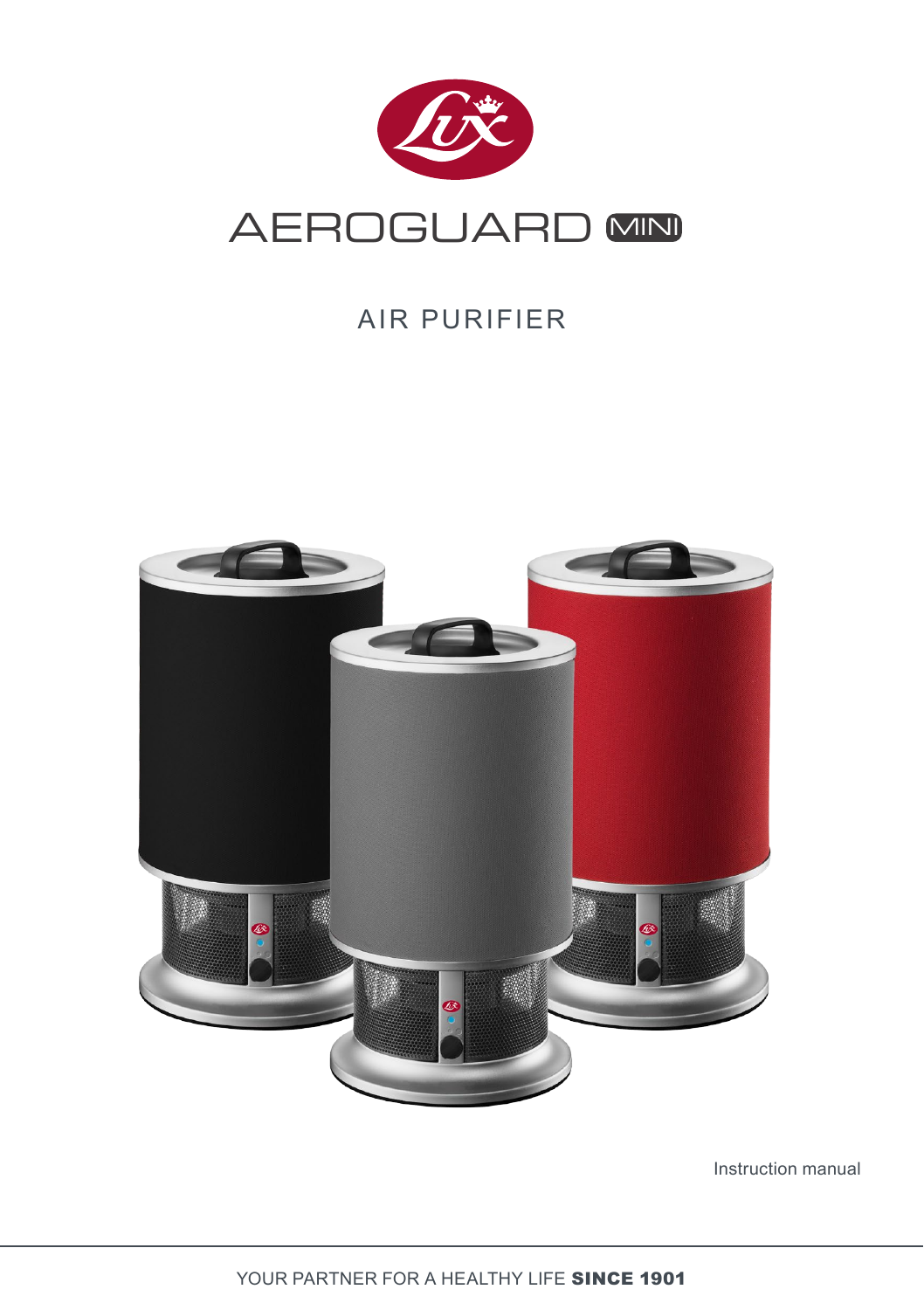# AEROGUARD MINI

## AIR PURIFIER

Instruction manual

YOUR PARTNER FOR A HEALTHY LIFE **SINCE 1901**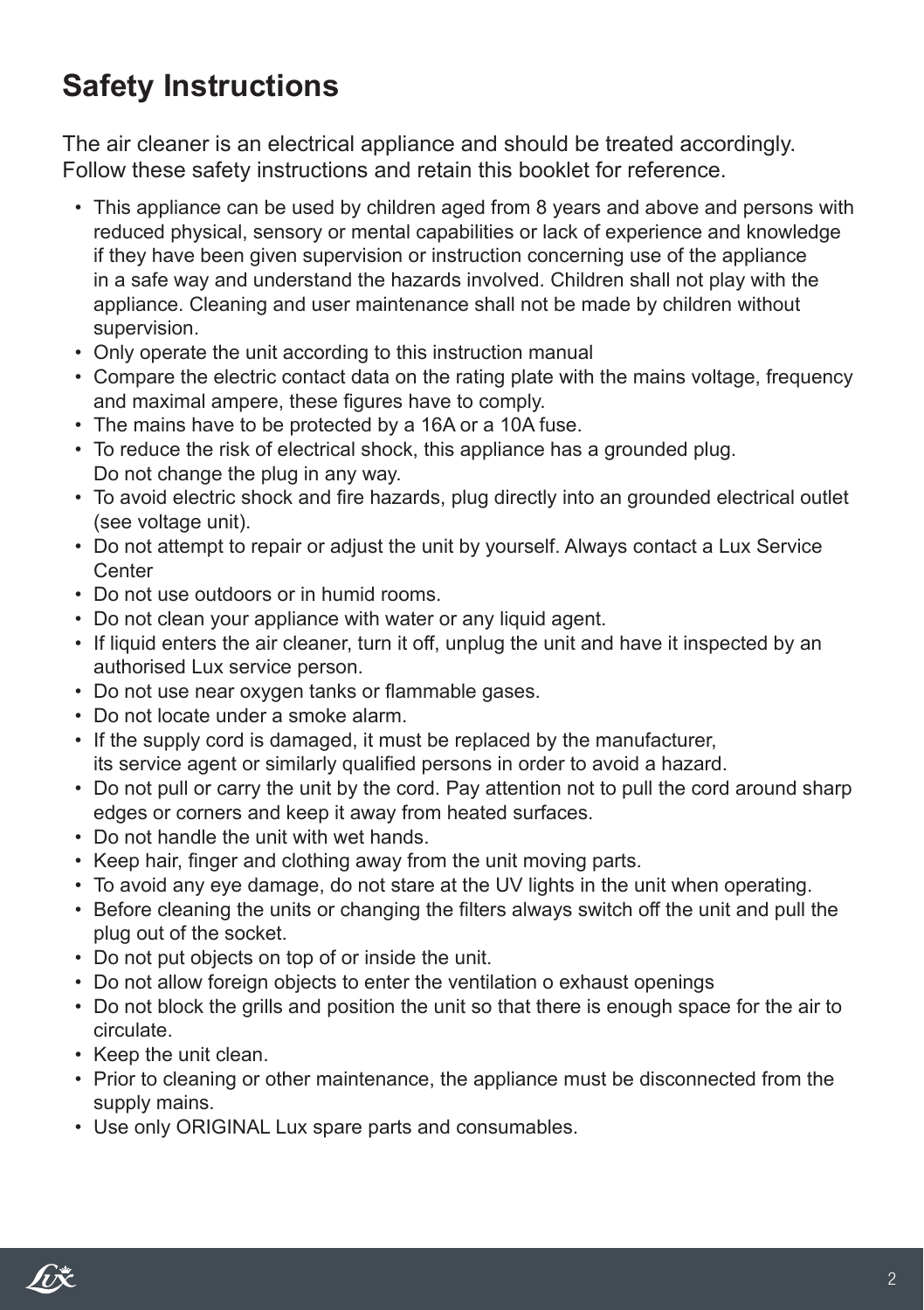# Safety Instructions

The air cleaner is an electrical appliance and should be treated accordingly. Follow these safety instructions and retain this booklet for reference.

- This appliance can be used by children aged from 8 years and above and persons with reduced physical, sensory or mental capabilities or lack of experience and knowledge if they have been given supervision or instruction concerning use of the appliance in a safe way and understand the hazards involved. Children shall not play with the appliance. Cleaning and user maintenance shall not be made by children without supervision.
- Only operate the unit according to this instruction manual
- Compare the electric contact data on the rating plate with the mains voltage, frequency and maximal ampere, these figures have to comply.
- The mains have to be protected by a 16A or a 10A fuse.
- To reduce the risk of electrical shock, this appliance has a grounded plug. Do not change the plug in any way.
- To avoid electric shock and fire hazards, plug directly into an grounded electrical outlet (see voltage unit).
- Do not attempt to repair or adjust the unit by yourself. Always contact a Lux Service Center
- Do not use outdoors or in humid rooms.
- Do not clean your appliance with water or any liquid agent.
- If liquid enters the air cleaner, turn it off, unplug the unit and have it inspected by an authorised Lux service person.
- Do not use near oxygen tanks or flammable gases.
- Do not locate under a smoke alarm.
- If the supply cord is damaged, it must be replaced by the manufacturer, its service agent or similarly qualified persons in order to avoid a hazard.
- Do not pull or carry the unit by the cord. Pay attention not to pull the cord around sharp edges or corners and keep it away from heated surfaces.
- Do not handle the unit with wet hands.
- Keep hair, finger and clothing away from the unit moving parts.
- To avoid any eye damage, do not stare at the UV lights in the unit when operating.
- Before cleaning the units or changing the filters always switch off the unit and pull the plug out of the socket.
- Do not put objects on top of or inside the unit.
- Do not allow foreign objects to enter the ventilation o exhaust openings
- Do not block the grills and position the unit so that there is enough space for the air to circulate.
- Keep the unit clean.
- Prior to cleaning or other maintenance, the appliance must be disconnected from the supply mains.
- Use only ORIGINAL Lux spare parts and consumables.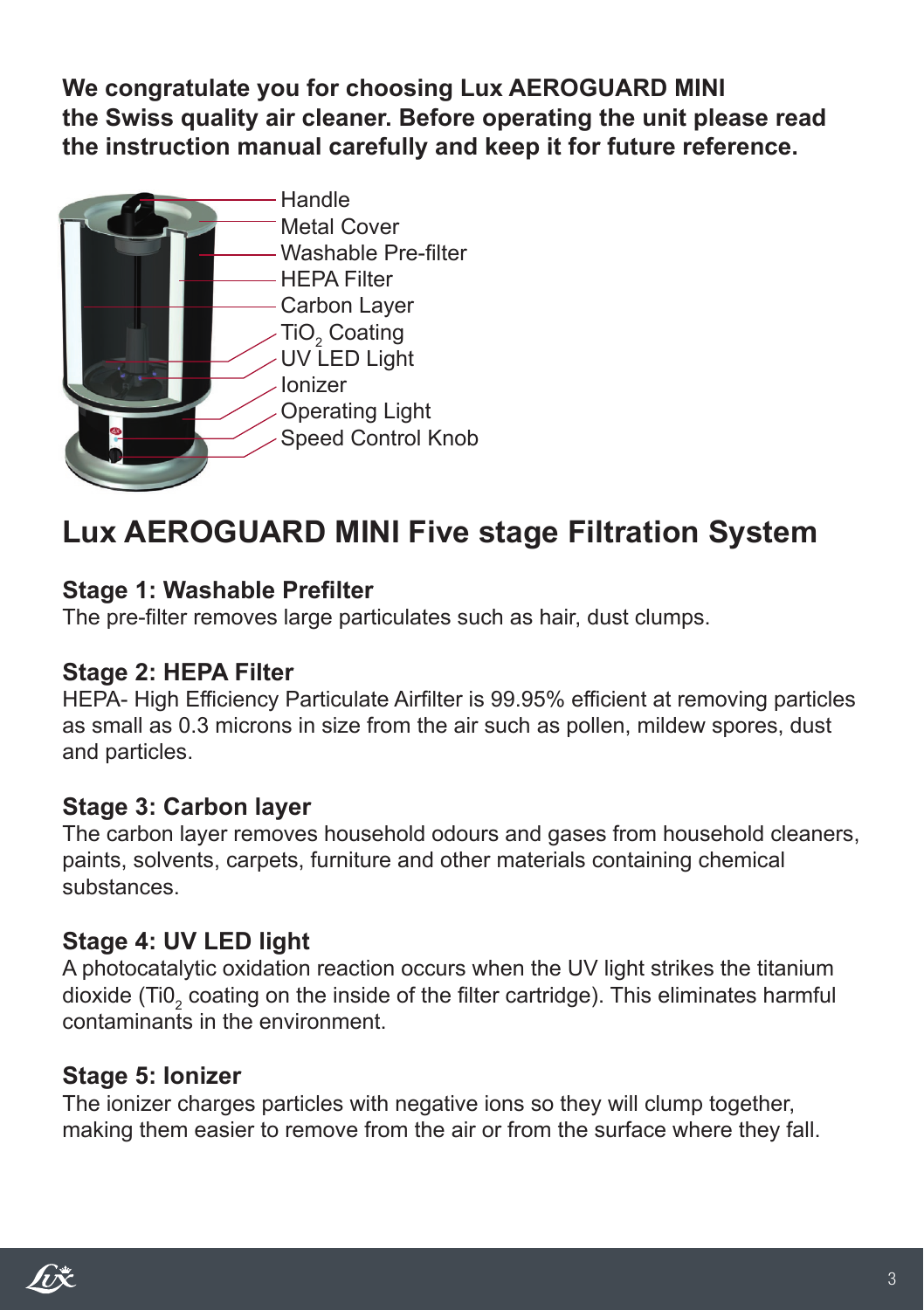**We congratulate you for choosing Lux AEROGUARD MINI the Swiss quality air cleaner. Before operating the unit please read the instruction manual carefully and keep it for future reference.**

- Handle
- Metal Cover
- Washable Pre-filter
- HEPA Filter
- Carbon Layer
- $TiO_2$ Coating
- UV LED Light
- Ionizer
- Operating Light
- Speed Control Knob

## Lux AEROGUARD MINI Five stage Filtration System

### Stage 1: Washable Prefilter

The pre-filter removes large particulates such as hair, dust clumps.

### Stage 2: HEPA Filter

HEPA- High Efficiency Particulate Airfilter is 99.95% efficient at removing particles as small as 0.3 microns in size from the air such as pollen, mildew spores, dust and particles.

### Stage 3: Carbon layer

The carbon layer removes household odours and gases from household cleaners, paints, solvents, carpets, furniture and other materials containing chemical substances.

### Stage 4: UV LED light

A photocatalytic oxidation reaction occurs when the UV light strikes the titanium dioxide ($Ti0_2$ coating on the inside of the filter cartridge). This eliminates harmful contaminants in the environment.

### Stage 5: Ionizer

The ionizer charges particles with negative ions so they will clump together, making them easier to remove from the air or from the surface where they fall.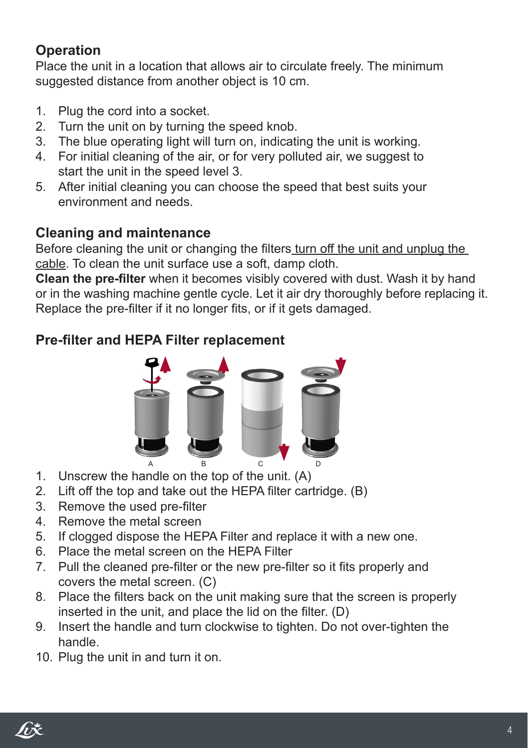## Operation

Place the unit in a location that allows air to circulate freely. The minimum suggested distance from another object is 10 cm.

1. Plug the cord into a socket.
2. Turn the unit on by turning the speed knob.
3. The blue operating light will turn on, indicating the unit is working.
4. For initial cleaning of the air, or for very polluted air, we suggest to start the unit in the speed level 3.
5. After initial cleaning you can choose the speed that best suits your environment and needs.

## Cleaning and maintenance

Before cleaning the unit or changing the filters turn off the unit and unplug the cable. To clean the unit surface use a soft, damp cloth.
**Clean the pre-filter** when it becomes visibly covered with dust. Wash it by hand or in the washing machine gentle cycle. Let it air dry thoroughly before replacing it. Replace the pre-filter if it no longer fits, or if it gets damaged.

## Pre-filter and HEPA Filter replacement

A B C D

1. Unscrew the handle on the top of the unit. (A)
2. Lift off the top and take out the HEPA filter cartridge. (B)
3. Remove the used pre-filter
4. Remove the metal screen
5. If clogged dispose the HEPA Filter and replace it with a new one.
6. Place the metal screen on the HEPA Filter
7. Pull the cleaned pre-filter or the new pre-filter so it fits properly and covers the metal screen. (C)
8. Place the filters back on the unit making sure that the screen is properly inserted in the unit, and place the lid on the filter. (D)
9. Insert the handle and turn clockwise to tighten. Do not over-tighten the handle.
10. Plug the unit in and turn it on.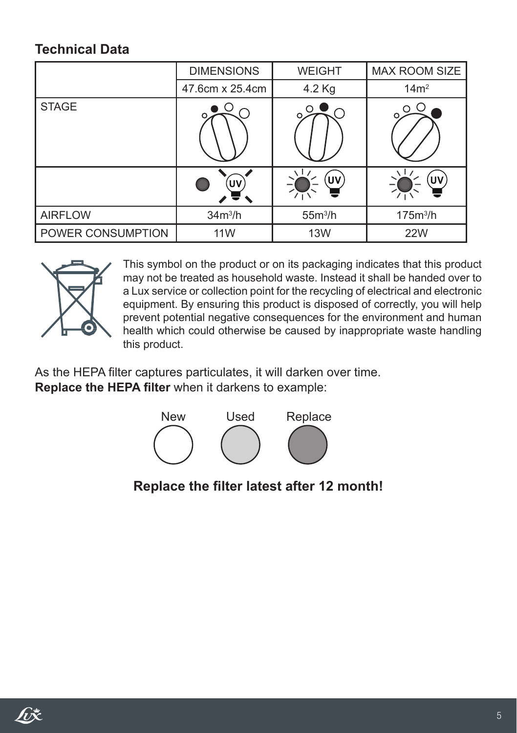## Technical Data

| | DIMENSIONS | WEIGHT | MAX ROOM SIZE |
|---|---|---|---|
| | 47.6cm x 25.4cm | 4.2 Kg | $14m^2$ |
| STAGE | | | |
| | | | |
| AIRFLOW | $34m^3/h$ | $55m^3/h$ | $175m^3/h$ |
| POWER CONSUMPTION | 11W | 13W | 22W |

This symbol on the product or on its packaging indicates that this product may not be treated as household waste. Instead it shall be handed over to a Lux service or collection point for the recycling of electrical and electronic equipment. By ensuring this product is disposed of correctly, you will help prevent potential negative consequences for the environment and human health which could otherwise be caused by inappropriate waste handling this product.

As the HEPA filter captures particulates, it will darken over time.
**Replace the HEPA filter** when it darkens to example:

New Used Replace

**Replace the filter latest after 12 month!**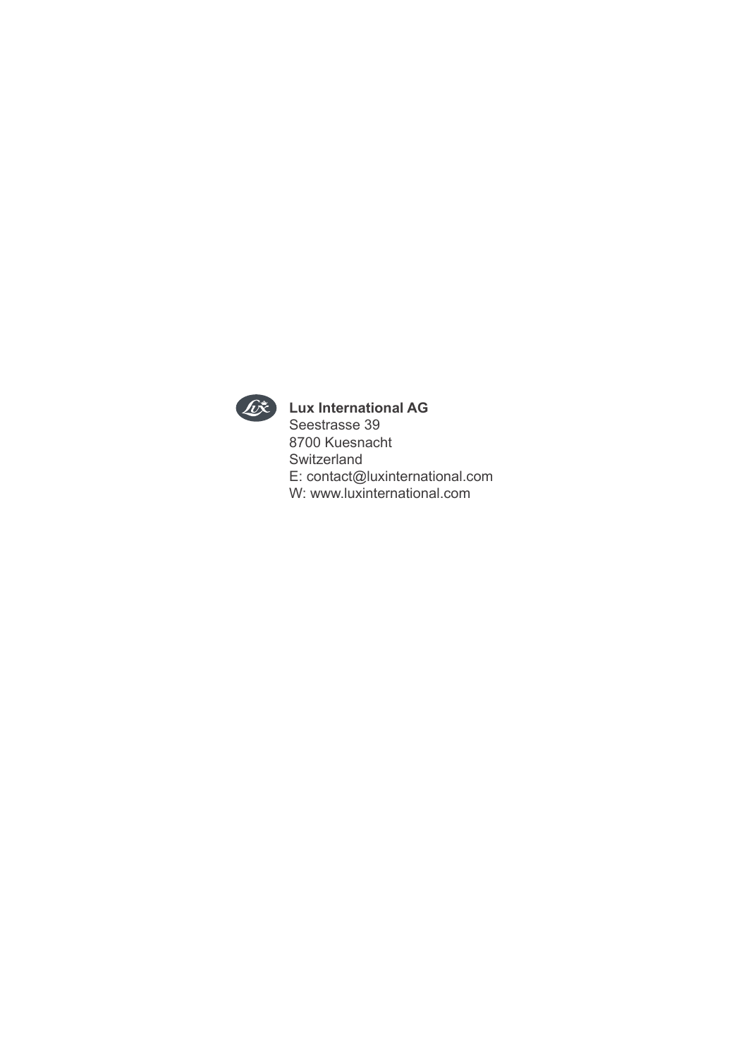**Lux International AG**
Seestrasse 39
8700 Kuesnacht
Switzerland
E: contact@luxinternational.com
W: www.luxinternational.com